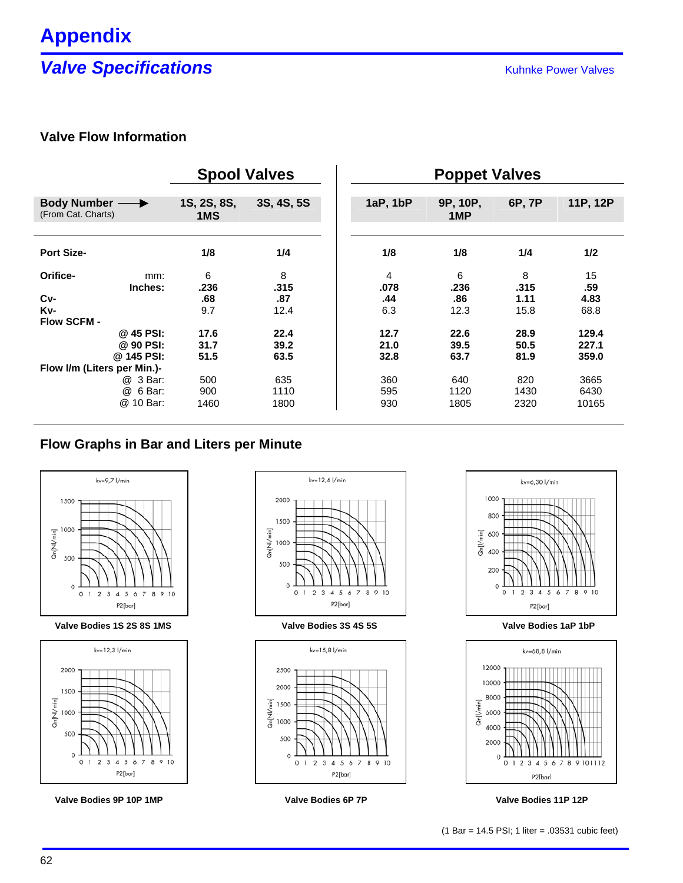# Appendix

## *Valve Specifications*

Kuhnke Power Valves

### Valve Flow Information

| | | Spool Valves | | Poppet Valves | | | |
|---|---|---|---|---|---|---|---|
| **Body Number** (From Cat. Charts) | | **1S, 2S, 8S, 1MS** | **3S, 4S, 5S** | **1aP, 1bP** | **9P, 10P, 1MP** | **6P, 7P** | **11P, 12P** |
| **Port Size-** | | **1/8** | **1/4** | **1/8** | **1/8** | **1/4** | **1/2** |
| **Orifice-** | mm: | 6 | 8 | 4 | 6 | 8 | 15 |
| | **Inches:** | **.236** | **.315** | **.078** | **.236** | **.315** | **.59** |
| **Cv-** | | **.68** | **.87** | **.44** | **.86** | **1.11** | **4.83** |
| **Kv-** | | 9.7 | 12.4 | 6.3 | 12.3 | 15.8 | 68.8 |
| **Flow SCFM -** | | | | | | | |
| | **@ 45 PSI:** | **17.6** | **22.4** | **12.7** | **22.6** | **28.9** | **129.4** |
| | **@ 90 PSI:** | **31.7** | **39.2** | **21.0** | **39.5** | **50.5** | **227.1** |
| | **@ 145 PSI:** | **51.5** | **63.5** | **32.8** | **63.7** | **81.9** | **359.0** |
| **Flow l/m (Liters per Min.)-** | | | | | | | |
| | @ 3 Bar: | 500 | 635 | 360 | 640 | 820 | 3665 |
| | @ 6 Bar: | 900 | 1110 | 595 | 1120 | 1430 | 6430 |
| | @ 10 Bar: | 1460 | 1800 | 930 | 1805 | 2320 | 10165 |

### Flow Graphs in Bar and Liters per Minute

**Valve Bodies 1S 2S 8S 1MS**

**Valve Bodies 3S 4S 5S**

**Valve Bodies 1aP 1bP**

**Valve Bodies 9P 10P 1MP**

**Valve Bodies 6P 7P**

**Valve Bodies 11P 12P**

(1 Bar = 14.5 PSI; 1 liter = .03531 cubic feet)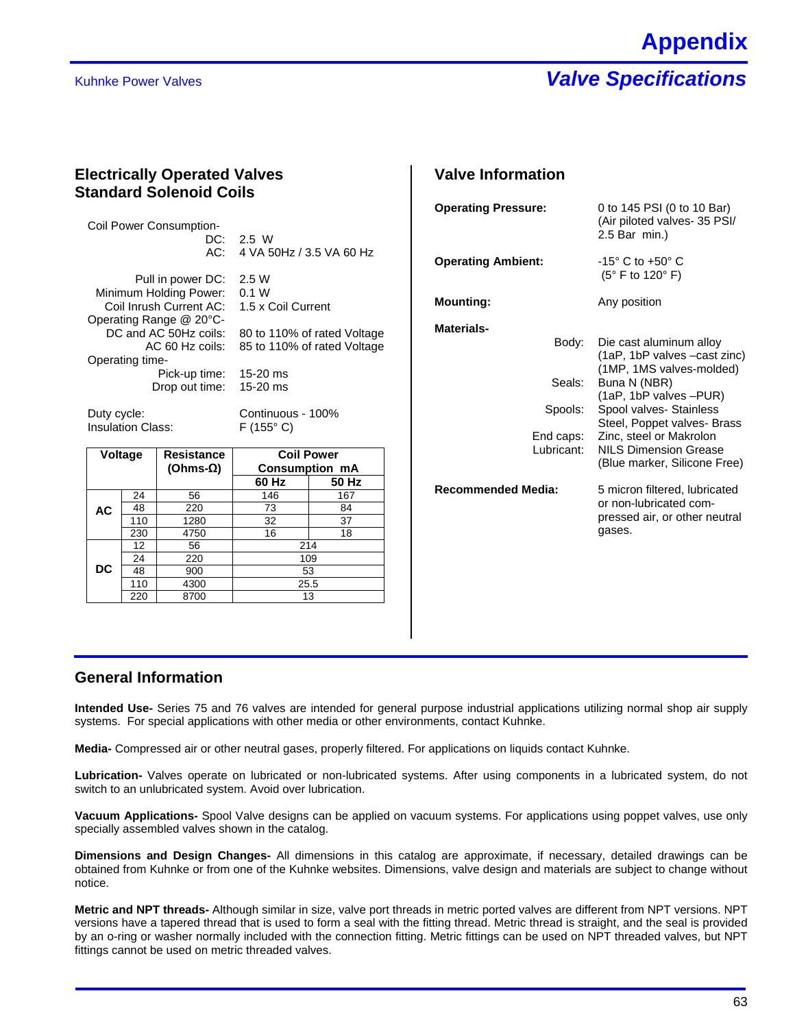# Appendix

Kuhnke Power Valves

## *Valve Specifications*

### Electrically Operated Valves
### Standard Solenoid Coils

Coil Power Consumption-

| | |
|---|---|
| DC: | 2.5 W |
| AC: | 4 VA 50Hz / 3.5 VA 60 Hz |
| Pull in power DC: | 2.5 W |
| Minimum Holding Power: | 0.1 W |
| Coil Inrush Current AC: | 1.5 x Coil Current |
| Operating Range @ 20°C- | |
| DC and AC 50Hz coils: | 80 to 110% of rated Voltage |
| AC 60 Hz coils: | 85 to 110% of rated Voltage |
| Operating time- | |
| Pick-up time: | 15-20 ms |
| Drop out time: | 15-20 ms |
| Duty cycle: | Continuous - 100% |
| Insulation Class: | F (155° C) |

| Voltage | | Resistance (Ohms-Ω) | Coil Power Consumption mA | |
|---|---|---|---|---|
| | | | 60 Hz | 50 Hz |
| AC | 24 | 56 | 146 | 167 |
| | 48 | 220 | 73 | 84 |
| | 110 | 1280 | 32 | 37 |
| | 230 | 4750 | 16 | 18 |
| DC | 12 | 56 | 214 | |
| | 24 | 220 | 109 | |
| | 48 | 900 | 53 | |
| | 110 | 4300 | 25.5 | |
| | 220 | 8700 | 13 | |

### Valve Information

**Operating Pressure:** 0 to 145 PSI (0 to 10 Bar) (Air piloted valves- 35 PSI/ 2.5 Bar min.)

**Operating Ambient:** -15° C to +50° C (5° F to 120° F)

**Mounting:** Any position

**Materials-**

- Body: Die cast aluminum alloy (1aP, 1bP valves –cast zinc) (1MP, 1MS valves-molded)
- Seals: Buna N (NBR) (1aP, 1bP valves –PUR)
- Spools: Spool valves- Stainless Steel, Poppet valves- Brass
- End caps: Zinc, steel or Makrolon
- Lubricant: NILS Dimension Grease (Blue marker, Silicone Free)

**Recommended Media:** 5 micron filtered, lubricated or non-lubricated compressed air, or other neutral gases.

### General Information

**Intended Use-** Series 75 and 76 valves are intended for general purpose industrial applications utilizing normal shop air supply systems. For special applications with other media or other environments, contact Kuhnke.

**Media-** Compressed air or other neutral gases, properly filtered. For applications on liquids contact Kuhnke.

**Lubrication-** Valves operate on lubricated or non-lubricated systems. After using components in a lubricated system, do not switch to an unlubricated system. Avoid over lubrication.

**Vacuum Applications-** Spool Valve designs can be applied on vacuum systems. For applications using poppet valves, use only specially assembled valves shown in the catalog.

**Dimensions and Design Changes-** All dimensions in this catalog are approximate, if necessary, detailed drawings can be obtained from Kuhnke or from one of the Kuhnke websites. Dimensions, valve design and materials are subject to change without notice.

**Metric and NPT threads-** Although similar in size, valve port threads in metric ported valves are different from NPT versions. NPT versions have a tapered thread that is used to form a seal with the fitting thread. Metric thread is straight, and the seal is provided by an o-ring or washer normally included with the connection fitting. Metric fittings can be used on NPT threaded valves, but NPT fittings cannot be used on metric threaded valves.